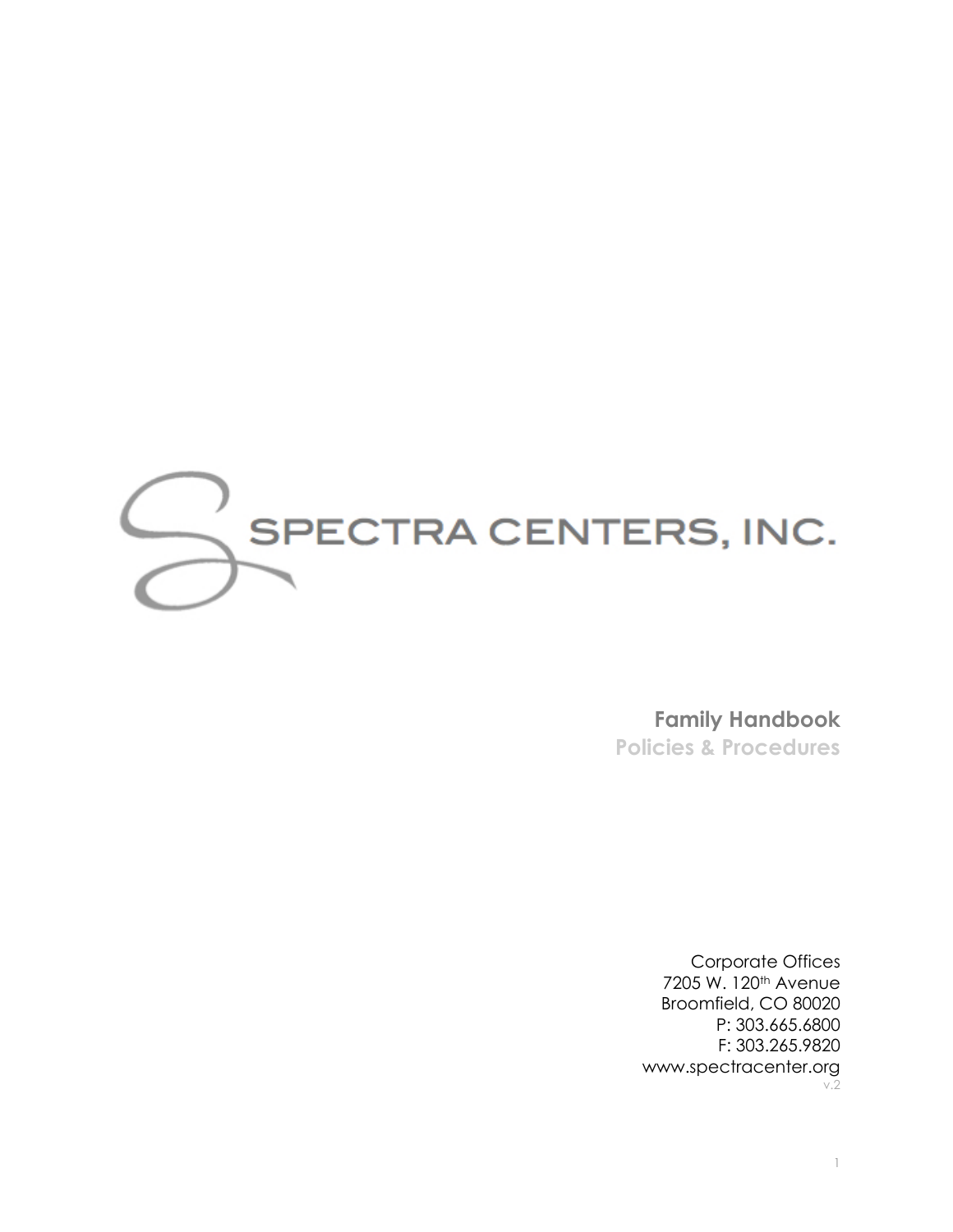# SPECTRA CENTERS, INC.

**Family Handbook**
**Policies & Procedures**

Corporate Offices
7205 W. 120th Avenue
Broomfield, CO 80020
P: 303.665.6800
F: 303.265.9820
www.spectracenter.org
v.2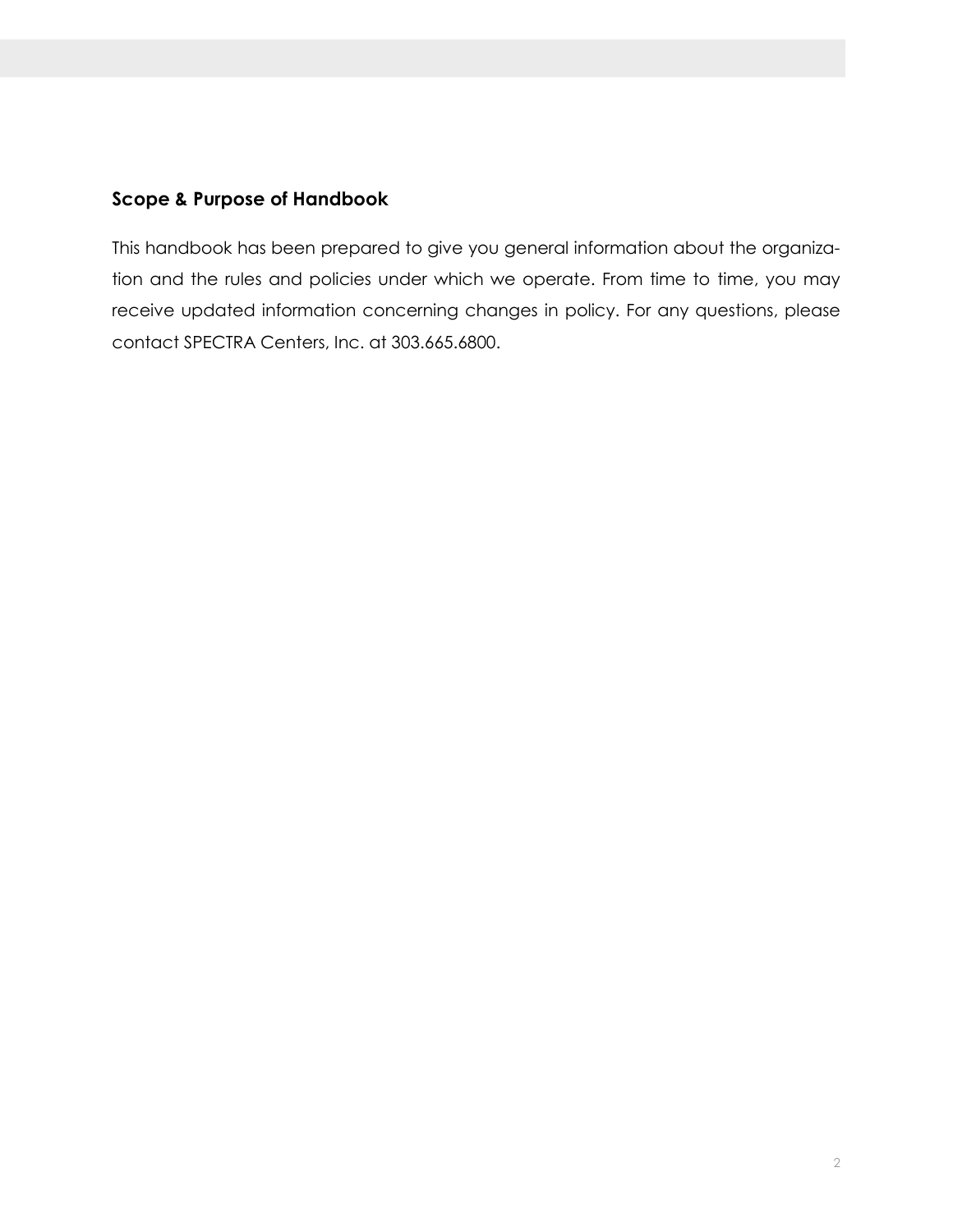## Scope & Purpose of Handbook

This handbook has been prepared to give you general information about the organization and the rules and policies under which we operate. From time to time, you may receive updated information concerning changes in policy. For any questions, please contact SPECTRA Centers, Inc. at 303.665.6800.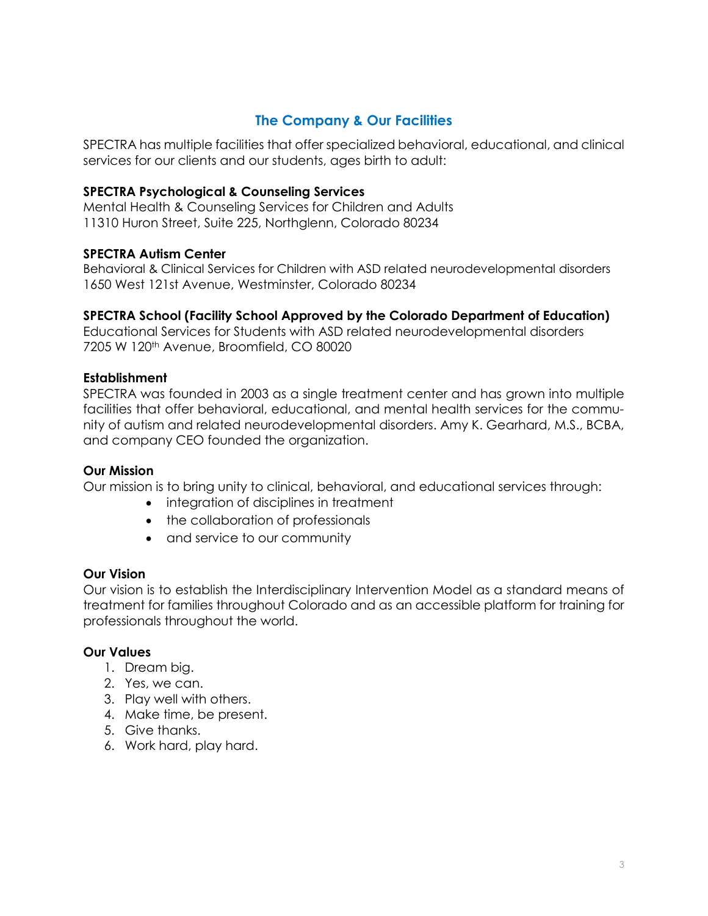## The Company & Our Facilities

SPECTRA has multiple facilities that offer specialized behavioral, educational, and clinical services for our clients and our students, ages birth to adult:

**SPECTRA Psychological & Counseling Services**
Mental Health & Counseling Services for Children and Adults
11310 Huron Street, Suite 225, Northglenn, Colorado 80234

**SPECTRA Autism Center**
Behavioral & Clinical Services for Children with ASD related neurodevelopmental disorders
1650 West 121st Avenue, Westminster, Colorado 80234

**SPECTRA School (Facility School Approved by the Colorado Department of Education)**
Educational Services for Students with ASD related neurodevelopmental disorders
7205 W 120th Avenue, Broomfield, CO 80020

**Establishment**
SPECTRA was founded in 2003 as a single treatment center and has grown into multiple facilities that offer behavioral, educational, and mental health services for the community of autism and related neurodevelopmental disorders. Amy K. Gearhard, M.S., BCBA, and company CEO founded the organization.

**Our Mission**
Our mission is to bring unity to clinical, behavioral, and educational services through:

- integration of disciplines in treatment
- the collaboration of professionals
- and service to our community

**Our Vision**
Our vision is to establish the Interdisciplinary Intervention Model as a standard means of treatment for families throughout Colorado and as an accessible platform for training for professionals throughout the world.

**Our Values**

1. Dream big.
2. Yes, we can.
3. Play well with others.
4. Make time, be present.
5. Give thanks.
6. Work hard, play hard.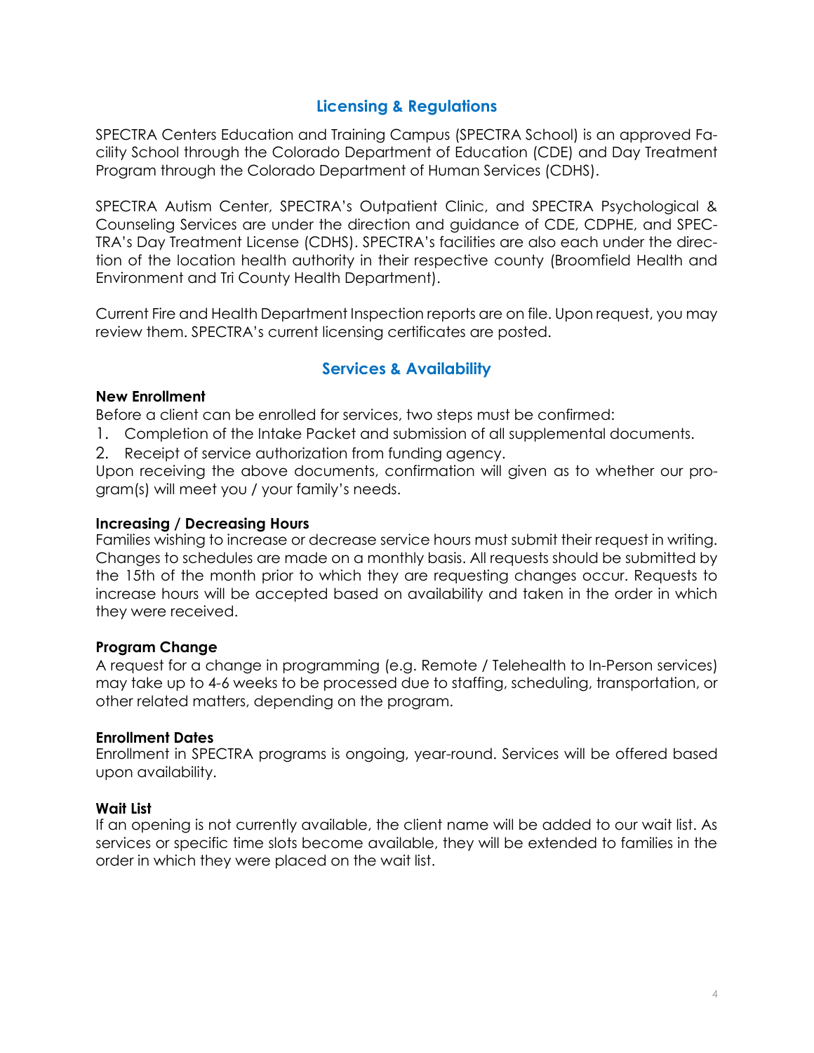## Licensing & Regulations

SPECTRA Centers Education and Training Campus (SPECTRA School) is an approved Facility School through the Colorado Department of Education (CDE) and Day Treatment Program through the Colorado Department of Human Services (CDHS).

SPECTRA Autism Center, SPECTRA's Outpatient Clinic, and SPECTRA Psychological & Counseling Services are under the direction and guidance of CDE, CDPHE, and SPECTRA's Day Treatment License (CDHS). SPECTRA's facilities are also each under the direction of the location health authority in their respective county (Broomfield Health and Environment and Tri County Health Department).

Current Fire and Health Department Inspection reports are on file. Upon request, you may review them. SPECTRA's current licensing certificates are posted.

## Services & Availability

**New Enrollment**

Before a client can be enrolled for services, two steps must be confirmed:

1. Completion of the Intake Packet and submission of all supplemental documents.
2. Receipt of service authorization from funding agency.

Upon receiving the above documents, confirmation will given as to whether our program(s) will meet you / your family's needs.

**Increasing / Decreasing Hours**

Families wishing to increase or decrease service hours must submit their request in writing. Changes to schedules are made on a monthly basis. All requests should be submitted by the 15th of the month prior to which they are requesting changes occur. Requests to increase hours will be accepted based on availability and taken in the order in which they were received.

**Program Change**

A request for a change in programming (e.g. Remote / Telehealth to In-Person services) may take up to 4-6 weeks to be processed due to staffing, scheduling, transportation, or other related matters, depending on the program.

**Enrollment Dates**

Enrollment in SPECTRA programs is ongoing, year-round. Services will be offered based upon availability.

**Wait List**

If an opening is not currently available, the client name will be added to our wait list. As services or specific time slots become available, they will be extended to families in the order in which they were placed on the wait list.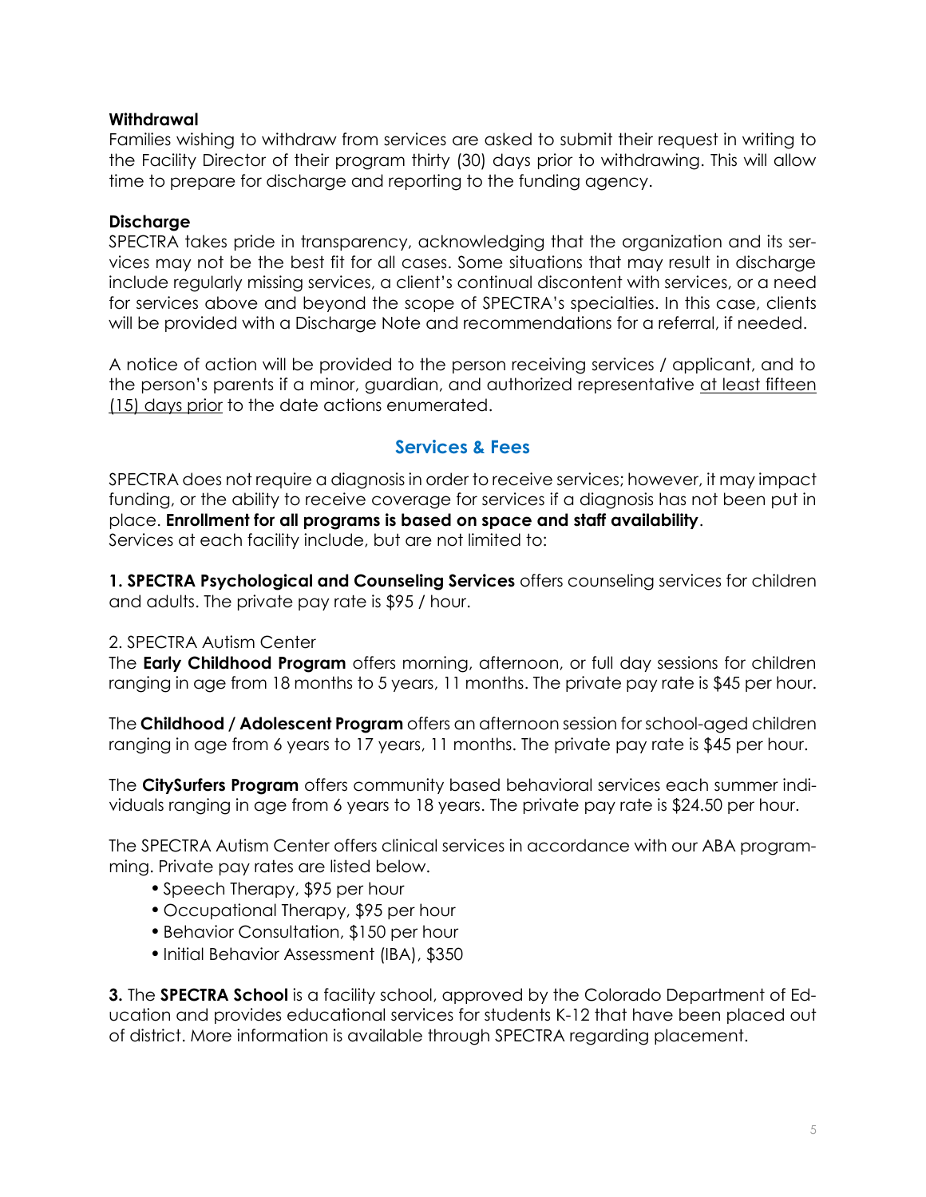**Withdrawal**

Families wishing to withdraw from services are asked to submit their request in writing to the Facility Director of their program thirty (30) days prior to withdrawing. This will allow time to prepare for discharge and reporting to the funding agency.

**Discharge**

SPECTRA takes pride in transparency, acknowledging that the organization and its services may not be the best fit for all cases. Some situations that may result in discharge include regularly missing services, a client's continual discontent with services, or a need for services above and beyond the scope of SPECTRA's specialties. In this case, clients will be provided with a Discharge Note and recommendations for a referral, if needed.

A notice of action will be provided to the person receiving services / applicant, and to the person's parents if a minor, guardian, and authorized representative at least fifteen (15) days prior to the date actions enumerated.

## Services & Fees

SPECTRA does not require a diagnosis in order to receive services; however, it may impact funding, or the ability to receive coverage for services if a diagnosis has not been put in place. **Enrollment for all programs is based on space and staff availability**.
Services at each facility include, but are not limited to:

**1. SPECTRA Psychological and Counseling Services** offers counseling services for children and adults. The private pay rate is $95 / hour.

2. SPECTRA Autism Center
The **Early Childhood Program** offers morning, afternoon, or full day sessions for children ranging in age from 18 months to 5 years, 11 months. The private pay rate is $45 per hour.

The **Childhood / Adolescent Program** offers an afternoon session for school-aged children ranging in age from 6 years to 17 years, 11 months. The private pay rate is $45 per hour.

The **CitySurfers Program** offers community based behavioral services each summer individuals ranging in age from 6 years to 18 years. The private pay rate is $24.50 per hour.

The SPECTRA Autism Center offers clinical services in accordance with our ABA programming. Private pay rates are listed below.

- Speech Therapy, $95 per hour
- Occupational Therapy, $95 per hour
- Behavior Consultation, $150 per hour
- Initial Behavior Assessment (IBA), $350

**3.** The **SPECTRA School** is a facility school, approved by the Colorado Department of Education and provides educational services for students K-12 that have been placed out of district. More information is available through SPECTRA regarding placement.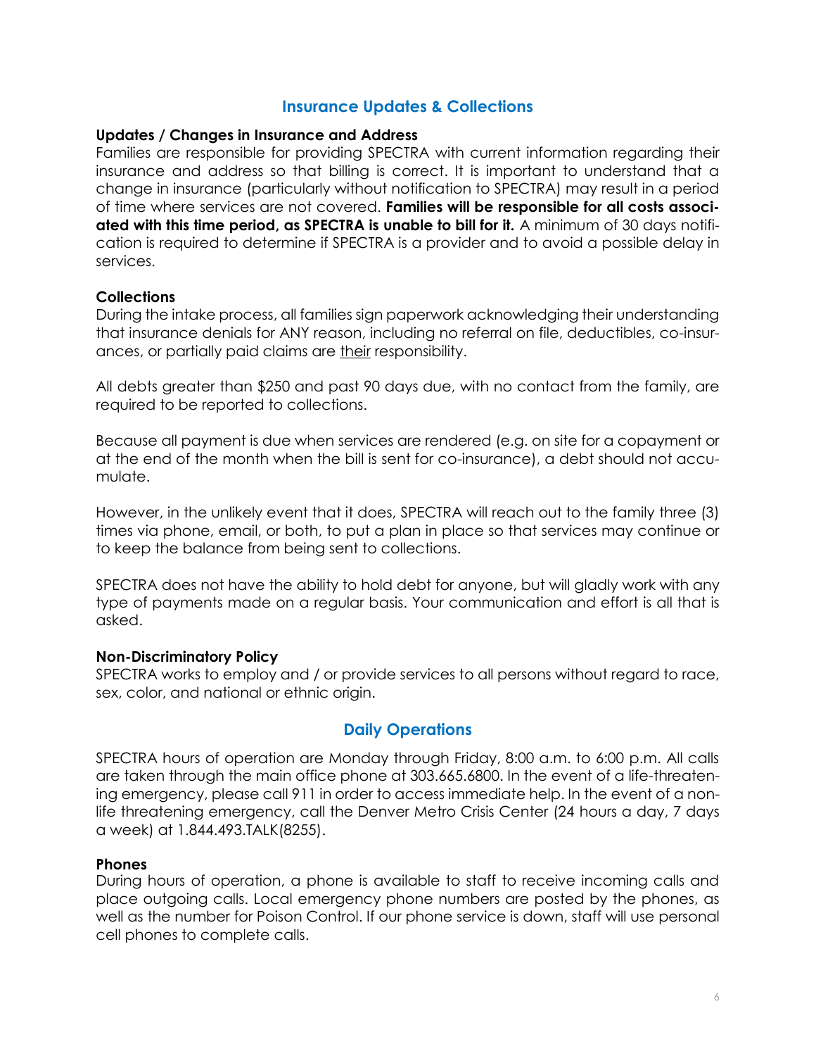## Insurance Updates & Collections

### Updates / Changes in Insurance and Address

Families are responsible for providing SPECTRA with current information regarding their insurance and address so that billing is correct. It is important to understand that a change in insurance (particularly without notification to SPECTRA) may result in a period of time where services are not covered. **Families will be responsible for all costs associated with this time period, as SPECTRA is unable to bill for it.** A minimum of 30 days notification is required to determine if SPECTRA is a provider and to avoid a possible delay in services.

### Collections

During the intake process, all families sign paperwork acknowledging their understanding that insurance denials for ANY reason, including no referral on file, deductibles, co-insurances, or partially paid claims are <u>their</u> responsibility.

All debts greater than $250 and past 90 days due, with no contact from the family, are required to be reported to collections.

Because all payment is due when services are rendered (e.g. on site for a copayment or at the end of the month when the bill is sent for co-insurance), a debt should not accumulate.

However, in the unlikely event that it does, SPECTRA will reach out to the family three (3) times via phone, email, or both, to put a plan in place so that services may continue or to keep the balance from being sent to collections.

SPECTRA does not have the ability to hold debt for anyone, but will gladly work with any type of payments made on a regular basis. Your communication and effort is all that is asked.

### Non-Discriminatory Policy

SPECTRA works to employ and / or provide services to all persons without regard to race, sex, color, and national or ethnic origin.

## Daily Operations

SPECTRA hours of operation are Monday through Friday, 8:00 a.m. to 6:00 p.m. All calls are taken through the main office phone at 303.665.6800. In the event of a life-threatening emergency, please call 911 in order to access immediate help. In the event of a non-life threatening emergency, call the Denver Metro Crisis Center (24 hours a day, 7 days a week) at 1.844.493.TALK(8255).

### Phones

During hours of operation, a phone is available to staff to receive incoming calls and place outgoing calls. Local emergency phone numbers are posted by the phones, as well as the number for Poison Control. If our phone service is down, staff will use personal cell phones to complete calls.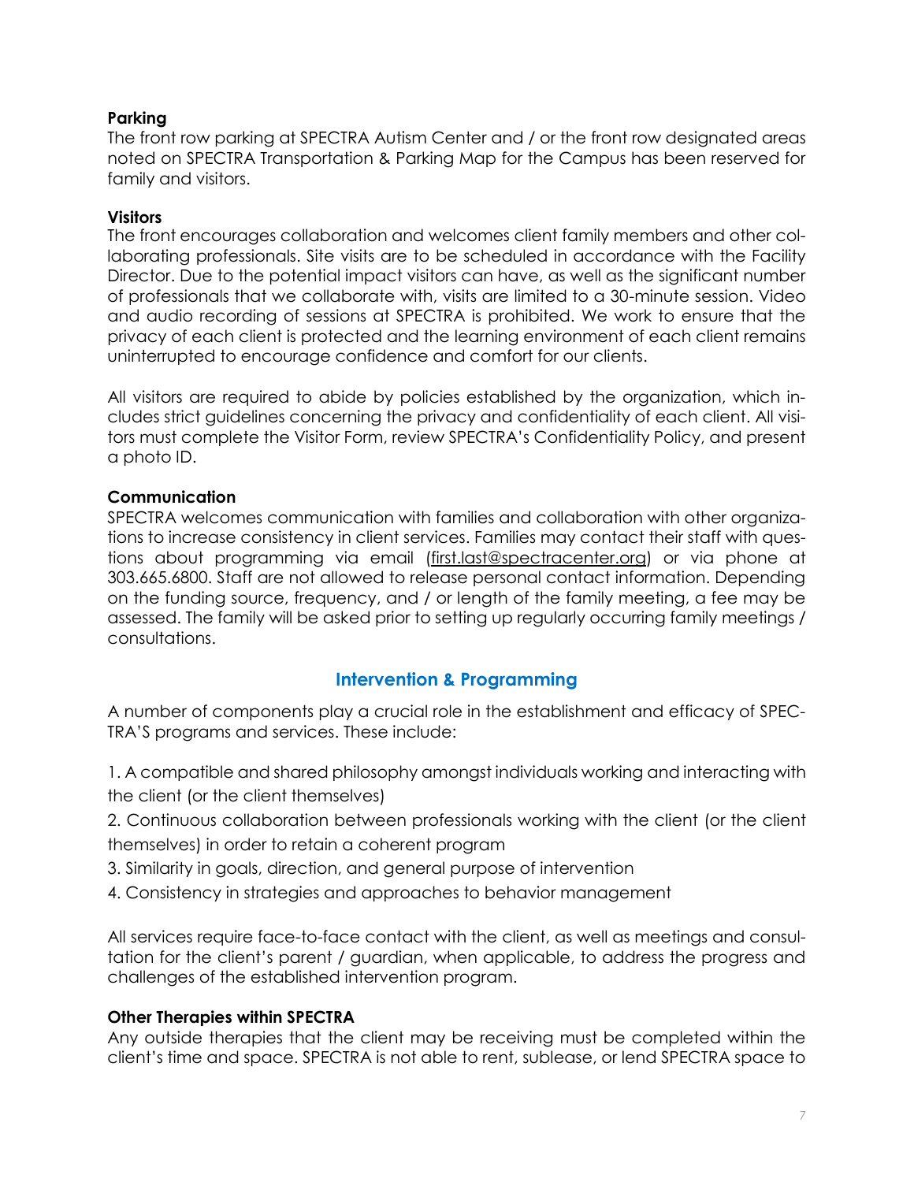**Parking**

The front row parking at SPECTRA Autism Center and / or the front row designated areas noted on SPECTRA Transportation & Parking Map for the Campus has been reserved for family and visitors.

**Visitors**

The front encourages collaboration and welcomes client family members and other collaborating professionals. Site visits are to be scheduled in accordance with the Facility Director. Due to the potential impact visitors can have, as well as the significant number of professionals that we collaborate with, visits are limited to a 30-minute session. Video and audio recording of sessions at SPECTRA is prohibited. We work to ensure that the privacy of each client is protected and the learning environment of each client remains uninterrupted to encourage confidence and comfort for our clients.

All visitors are required to abide by policies established by the organization, which includes strict guidelines concerning the privacy and confidentiality of each client. All visitors must complete the Visitor Form, review SPECTRA's Confidentiality Policy, and present a photo ID.

**Communication**

SPECTRA welcomes communication with families and collaboration with other organizations to increase consistency in client services. Families may contact their staff with questions about programming via email (first.last@spectracenter.org) or via phone at 303.665.6800. Staff are not allowed to release personal contact information. Depending on the funding source, frequency, and / or length of the family meeting, a fee may be assessed. The family will be asked prior to setting up regularly occurring family meetings / consultations.

## Intervention & Programming

A number of components play a crucial role in the establishment and efficacy of SPECTRA'S programs and services. These include:

1. A compatible and shared philosophy amongst individuals working and interacting with the client (or the client themselves)
2. Continuous collaboration between professionals working with the client (or the client themselves) in order to retain a coherent program
3. Similarity in goals, direction, and general purpose of intervention
4. Consistency in strategies and approaches to behavior management

All services require face-to-face contact with the client, as well as meetings and consultation for the client's parent / guardian, when applicable, to address the progress and challenges of the established intervention program.

**Other Therapies within SPECTRA**

Any outside therapies that the client may be receiving must be completed within the client's time and space. SPECTRA is not able to rent, sublease, or lend SPECTRA space to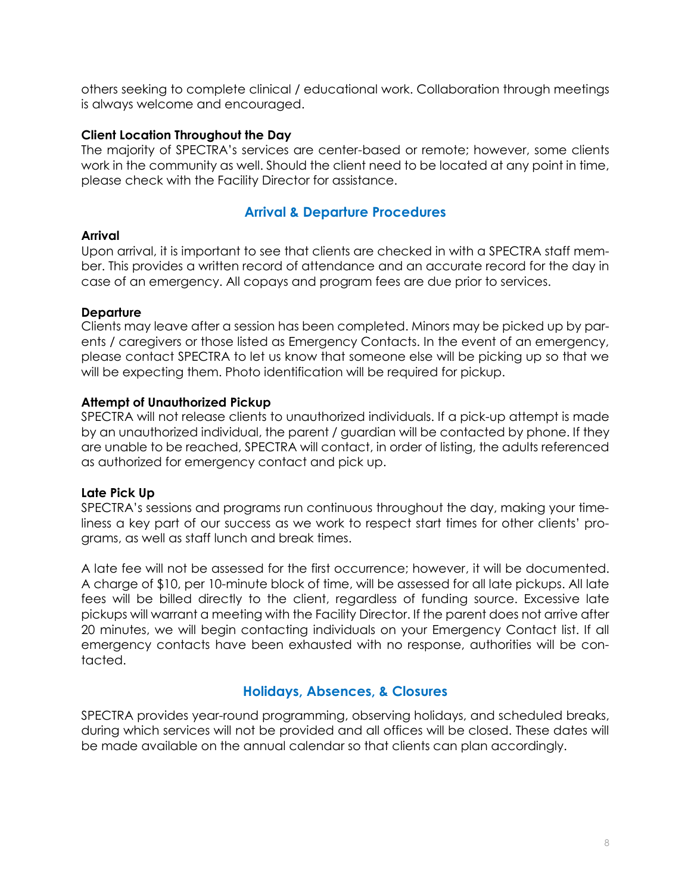others seeking to complete clinical / educational work. Collaboration through meetings is always welcome and encouraged.

**Client Location Throughout the Day**

The majority of SPECTRA's services are center-based or remote; however, some clients work in the community as well. Should the client need to be located at any point in time, please check with the Facility Director for assistance.

## Arrival & Departure Procedures

**Arrival**

Upon arrival, it is important to see that clients are checked in with a SPECTRA staff member. This provides a written record of attendance and an accurate record for the day in case of an emergency. All copays and program fees are due prior to services.

**Departure**

Clients may leave after a session has been completed. Minors may be picked up by parents / caregivers or those listed as Emergency Contacts. In the event of an emergency, please contact SPECTRA to let us know that someone else will be picking up so that we will be expecting them. Photo identification will be required for pickup.

**Attempt of Unauthorized Pickup**

SPECTRA will not release clients to unauthorized individuals. If a pick-up attempt is made by an unauthorized individual, the parent / guardian will be contacted by phone. If they are unable to be reached, SPECTRA will contact, in order of listing, the adults referenced as authorized for emergency contact and pick up.

**Late Pick Up**

SPECTRA's sessions and programs run continuous throughout the day, making your timeliness a key part of our success as we work to respect start times for other clients' programs, as well as staff lunch and break times.

A late fee will not be assessed for the first occurrence; however, it will be documented. A charge of $10, per 10-minute block of time, will be assessed for all late pickups. All late fees will be billed directly to the client, regardless of funding source. Excessive late pickups will warrant a meeting with the Facility Director. If the parent does not arrive after 20 minutes, we will begin contacting individuals on your Emergency Contact list. If all emergency contacts have been exhausted with no response, authorities will be contacted.

## Holidays, Absences, & Closures

SPECTRA provides year-round programming, observing holidays, and scheduled breaks, during which services will not be provided and all offices will be closed. These dates will be made available on the annual calendar so that clients can plan accordingly.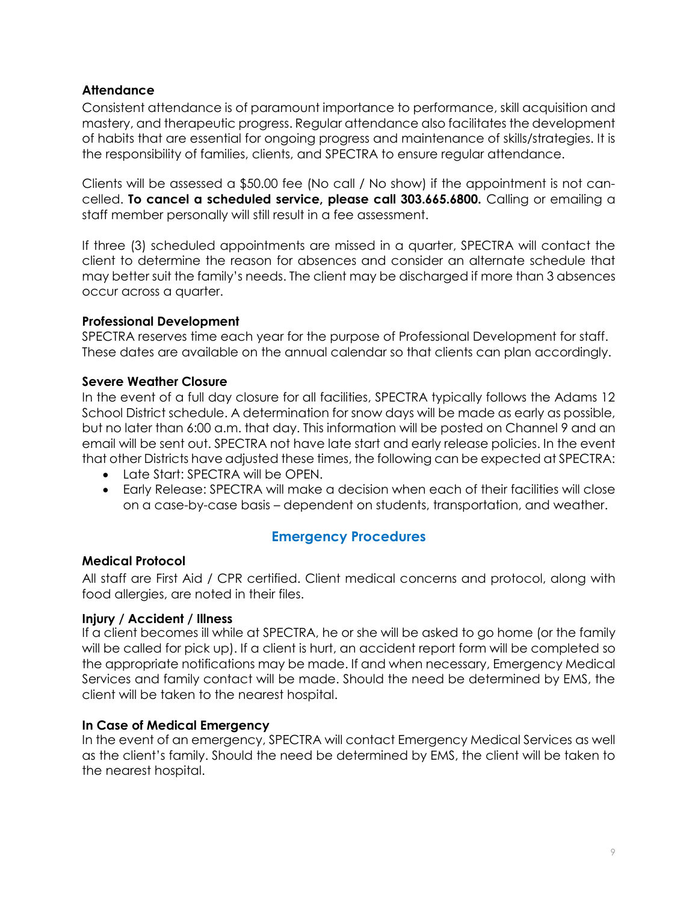**Attendance**

Consistent attendance is of paramount importance to performance, skill acquisition and mastery, and therapeutic progress. Regular attendance also facilitates the development of habits that are essential for ongoing progress and maintenance of skills/strategies. It is the responsibility of families, clients, and SPECTRA to ensure regular attendance.

Clients will be assessed a $50.00 fee (No call / No show) if the appointment is not cancelled. **To cancel a scheduled service, please call 303.665.6800.** Calling or emailing a staff member personally will still result in a fee assessment.

If three (3) scheduled appointments are missed in a quarter, SPECTRA will contact the client to determine the reason for absences and consider an alternate schedule that may better suit the family's needs. The client may be discharged if more than 3 absences occur across a quarter.

**Professional Development**

SPECTRA reserves time each year for the purpose of Professional Development for staff. These dates are available on the annual calendar so that clients can plan accordingly.

**Severe Weather Closure**

In the event of a full day closure for all facilities, SPECTRA typically follows the Adams 12 School District schedule. A determination for snow days will be made as early as possible, but no later than 6:00 a.m. that day. This information will be posted on Channel 9 and an email will be sent out. SPECTRA not have late start and early release policies. In the event that other Districts have adjusted these times, the following can be expected at SPECTRA:

- Late Start: SPECTRA will be OPEN.
- Early Release: SPECTRA will make a decision when each of their facilities will close on a case-by-case basis – dependent on students, transportation, and weather.

## Emergency Procedures

**Medical Protocol**

All staff are First Aid / CPR certified. Client medical concerns and protocol, along with food allergies, are noted in their files.

**Injury / Accident / Illness**

If a client becomes ill while at SPECTRA, he or she will be asked to go home (or the family will be called for pick up). If a client is hurt, an accident report form will be completed so the appropriate notifications may be made. If and when necessary, Emergency Medical Services and family contact will be made. Should the need be determined by EMS, the client will be taken to the nearest hospital.

**In Case of Medical Emergency**

In the event of an emergency, SPECTRA will contact Emergency Medical Services as well as the client's family. Should the need be determined by EMS, the client will be taken to the nearest hospital.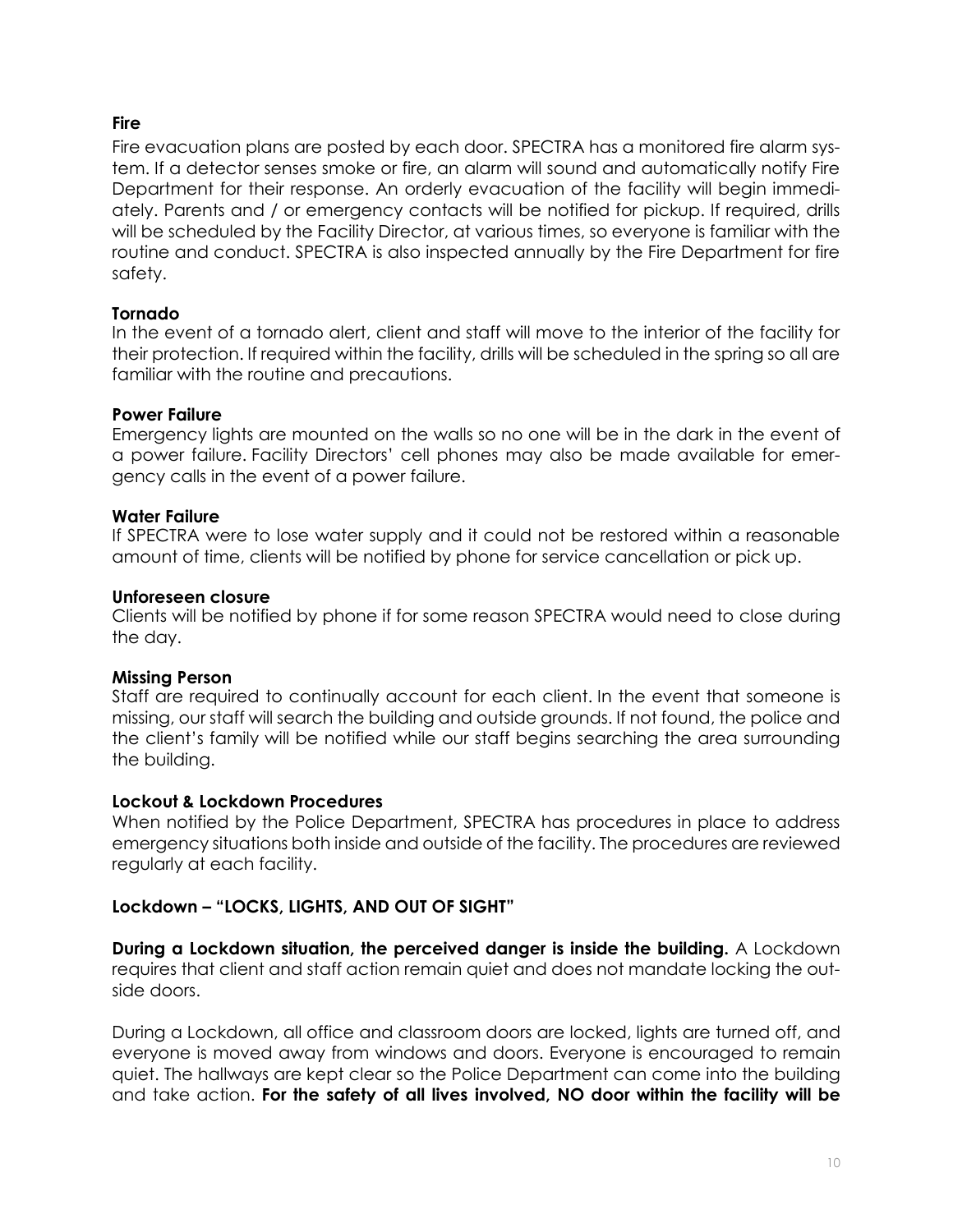**Fire**

Fire evacuation plans are posted by each door. SPECTRA has a monitored fire alarm system. If a detector senses smoke or fire, an alarm will sound and automatically notify Fire Department for their response. An orderly evacuation of the facility will begin immediately. Parents and / or emergency contacts will be notified for pickup. If required, drills will be scheduled by the Facility Director, at various times, so everyone is familiar with the routine and conduct. SPECTRA is also inspected annually by the Fire Department for fire safety.

**Tornado**

In the event of a tornado alert, client and staff will move to the interior of the facility for their protection. If required within the facility, drills will be scheduled in the spring so all are familiar with the routine and precautions.

**Power Failure**

Emergency lights are mounted on the walls so no one will be in the dark in the event of a power failure. Facility Directors' cell phones may also be made available for emergency calls in the event of a power failure.

**Water Failure**

If SPECTRA were to lose water supply and it could not be restored within a reasonable amount of time, clients will be notified by phone for service cancellation or pick up.

**Unforeseen closure**

Clients will be notified by phone if for some reason SPECTRA would need to close during the day.

**Missing Person**

Staff are required to continually account for each client. In the event that someone is missing, our staff will search the building and outside grounds. If not found, the police and the client's family will be notified while our staff begins searching the area surrounding the building.

**Lockout & Lockdown Procedures**

When notified by the Police Department, SPECTRA has procedures in place to address emergency situations both inside and outside of the facility. The procedures are reviewed regularly at each facility.

**Lockdown – "LOCKS, LIGHTS, AND OUT OF SIGHT"**

**During a Lockdown situation, the perceived danger is inside the building.** A Lockdown requires that client and staff action remain quiet and does not mandate locking the outside doors.

During a Lockdown, all office and classroom doors are locked, lights are turned off, and everyone is moved away from windows and doors. Everyone is encouraged to remain quiet. The hallways are kept clear so the Police Department can come into the building and take action. **For the safety of all lives involved, NO door within the facility will be**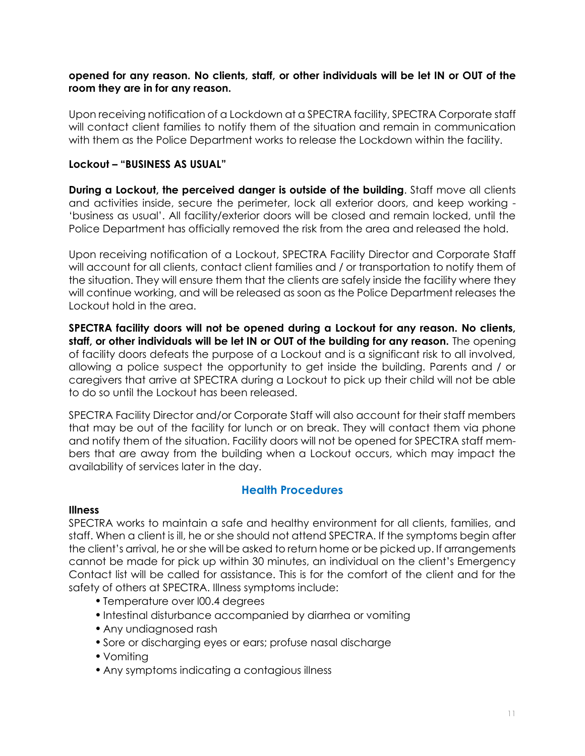**opened for any reason. No clients, staff, or other individuals will be let IN or OUT of the room they are in for any reason.**

Upon receiving notification of a Lockdown at a SPECTRA facility, SPECTRA Corporate staff will contact client families to notify them of the situation and remain in communication with them as the Police Department works to release the Lockdown within the facility.

**Lockout – "BUSINESS AS USUAL"**

**During a Lockout, the perceived danger is outside of the building**. Staff move all clients and activities inside, secure the perimeter, lock all exterior doors, and keep working - 'business as usual'. All facility/exterior doors will be closed and remain locked, until the Police Department has officially removed the risk from the area and released the hold.

Upon receiving notification of a Lockout, SPECTRA Facility Director and Corporate Staff will account for all clients, contact client families and / or transportation to notify them of the situation. They will ensure them that the clients are safely inside the facility where they will continue working, and will be released as soon as the Police Department releases the Lockout hold in the area.

**SPECTRA facility doors will not be opened during a Lockout for any reason. No clients, staff, or other individuals will be let IN or OUT of the building for any reason.** The opening of facility doors defeats the purpose of a Lockout and is a significant risk to all involved, allowing a police suspect the opportunity to get inside the building. Parents and / or caregivers that arrive at SPECTRA during a Lockout to pick up their child will not be able to do so until the Lockout has been released.

SPECTRA Facility Director and/or Corporate Staff will also account for their staff members that may be out of the facility for lunch or on break. They will contact them via phone and notify them of the situation. Facility doors will not be opened for SPECTRA staff members that are away from the building when a Lockout occurs, which may impact the availability of services later in the day.

## Health Procedures

**Illness**

SPECTRA works to maintain a safe and healthy environment for all clients, families, and staff. When a client is ill, he or she should not attend SPECTRA. If the symptoms begin after the client's arrival, he or she will be asked to return home or be picked up. If arrangements cannot be made for pick up within 30 minutes, an individual on the client's Emergency Contact list will be called for assistance. This is for the comfort of the client and for the safety of others at SPECTRA. Illness symptoms include:

- Temperature over l00.4 degrees
- Intestinal disturbance accompanied by diarrhea or vomiting
- Any undiagnosed rash
- Sore or discharging eyes or ears; profuse nasal discharge
- Vomiting
- Any symptoms indicating a contagious illness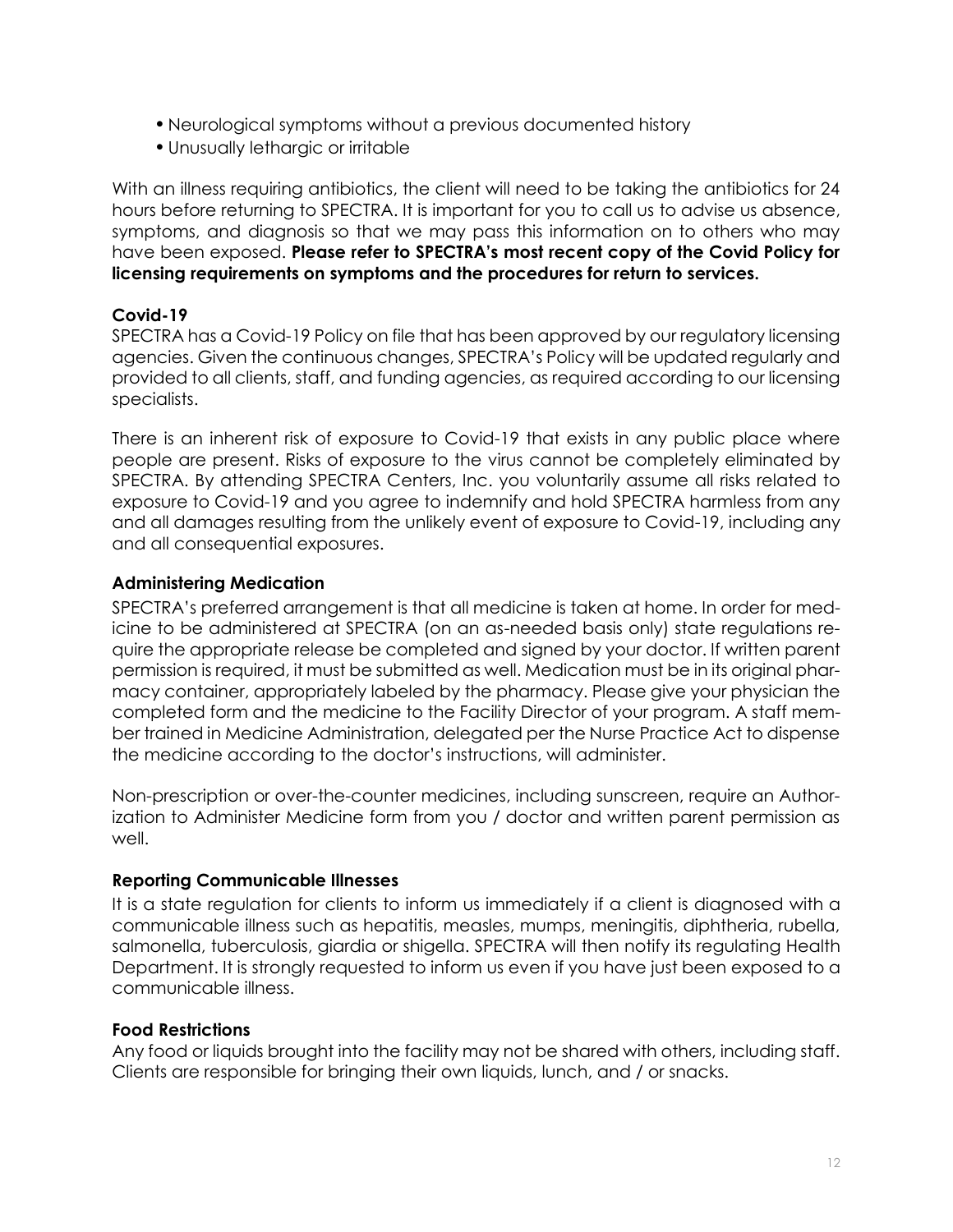- Neurological symptoms without a previous documented history
- Unusually lethargic or irritable

With an illness requiring antibiotics, the client will need to be taking the antibiotics for 24 hours before returning to SPECTRA. It is important for you to call us to advise us absence, symptoms, and diagnosis so that we may pass this information on to others who may have been exposed. **Please refer to SPECTRA's most recent copy of the Covid Policy for licensing requirements on symptoms and the procedures for return to services.**

### Covid-19

SPECTRA has a Covid-19 Policy on file that has been approved by our regulatory licensing agencies. Given the continuous changes, SPECTRA's Policy will be updated regularly and provided to all clients, staff, and funding agencies, as required according to our licensing specialists.

There is an inherent risk of exposure to Covid-19 that exists in any public place where people are present. Risks of exposure to the virus cannot be completely eliminated by SPECTRA. By attending SPECTRA Centers, Inc. you voluntarily assume all risks related to exposure to Covid-19 and you agree to indemnify and hold SPECTRA harmless from any and all damages resulting from the unlikely event of exposure to Covid-19, including any and all consequential exposures.

### Administering Medication

SPECTRA's preferred arrangement is that all medicine is taken at home. In order for medicine to be administered at SPECTRA (on an as-needed basis only) state regulations require the appropriate release be completed and signed by your doctor. If written parent permission is required, it must be submitted as well. Medication must be in its original pharmacy container, appropriately labeled by the pharmacy. Please give your physician the completed form and the medicine to the Facility Director of your program. A staff member trained in Medicine Administration, delegated per the Nurse Practice Act to dispense the medicine according to the doctor's instructions, will administer.

Non-prescription or over-the-counter medicines, including sunscreen, require an Authorization to Administer Medicine form from you / doctor and written parent permission as well.

### Reporting Communicable Illnesses

It is a state regulation for clients to inform us immediately if a client is diagnosed with a communicable illness such as hepatitis, measles, mumps, meningitis, diphtheria, rubella, salmonella, tuberculosis, giardia or shigella. SPECTRA will then notify its regulating Health Department. It is strongly requested to inform us even if you have just been exposed to a communicable illness.

### Food Restrictions

Any food or liquids brought into the facility may not be shared with others, including staff. Clients are responsible for bringing their own liquids, lunch, and / or snacks.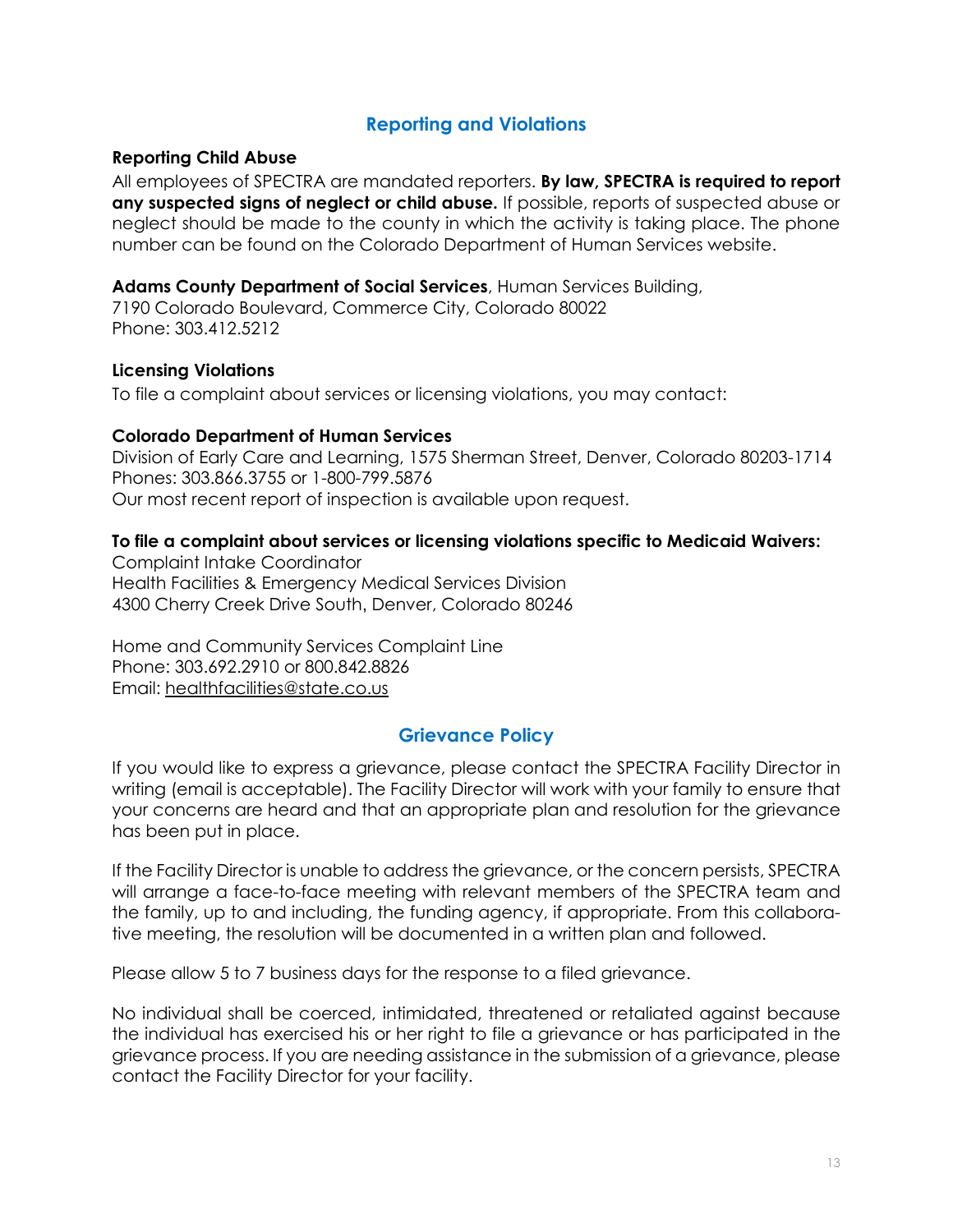## Reporting and Violations

### Reporting Child Abuse

All employees of SPECTRA are mandated reporters. **By law, SPECTRA is required to report any suspected signs of neglect or child abuse.** If possible, reports of suspected abuse or neglect should be made to the county in which the activity is taking place. The phone number can be found on the Colorado Department of Human Services website.

**Adams County Department of Social Services**, Human Services Building,
7190 Colorado Boulevard, Commerce City, Colorado 80022
Phone: 303.412.5212

### Licensing Violations

To file a complaint about services or licensing violations, you may contact:

**Colorado Department of Human Services**
Division of Early Care and Learning, 1575 Sherman Street, Denver, Colorado 80203-1714
Phones: 303.866.3755 or 1-800-799.5876
Our most recent report of inspection is available upon request.

**To file a complaint about services or licensing violations specific to Medicaid Waivers:**
Complaint Intake Coordinator
Health Facilities & Emergency Medical Services Division
4300 Cherry Creek Drive South, Denver, Colorado 80246

Home and Community Services Complaint Line
Phone: 303.692.2910 or 800.842.8826
Email: healthfacilities@state.co.us

## Grievance Policy

If you would like to express a grievance, please contact the SPECTRA Facility Director in writing (email is acceptable). The Facility Director will work with your family to ensure that your concerns are heard and that an appropriate plan and resolution for the grievance has been put in place.

If the Facility Director is unable to address the grievance, or the concern persists, SPECTRA will arrange a face-to-face meeting with relevant members of the SPECTRA team and the family, up to and including, the funding agency, if appropriate. From this collaborative meeting, the resolution will be documented in a written plan and followed.

Please allow 5 to 7 business days for the response to a filed grievance.

No individual shall be coerced, intimidated, threatened or retaliated against because the individual has exercised his or her right to file a grievance or has participated in the grievance process. If you are needing assistance in the submission of a grievance, please contact the Facility Director for your facility.